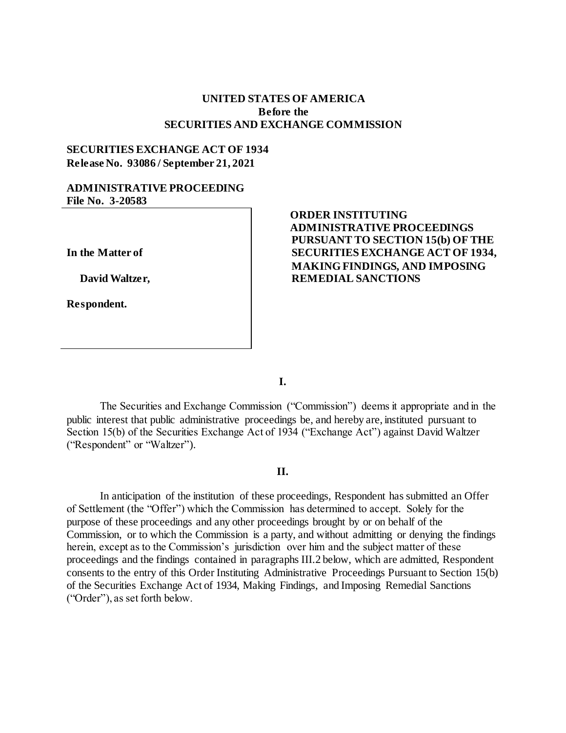**UNITED STATES OF AMERICA**
**Before the**
**SECURITIES AND EXCHANGE COMMISSION**

**SECURITIES EXCHANGE ACT OF 1934**
**Release No. 93086 / September 21, 2021**

**ADMINISTRATIVE PROCEEDING**
**File No. 3-20583**

| | |
|---|---|
| **In the Matter of**<br><br>**David Waltzer,**<br><br>**Respondent.** | **ORDER INSTITUTING ADMINISTRATIVE PROCEEDINGS PURSUANT TO SECTION 15(b) OF THE SECURITIES EXCHANGE ACT OF 1934, MAKING FINDINGS, AND IMPOSING REMEDIAL SANCTIONS** |

## I.

The Securities and Exchange Commission ("Commission") deems it appropriate and in the public interest that public administrative proceedings be, and hereby are, instituted pursuant to Section 15(b) of the Securities Exchange Act of 1934 ("Exchange Act") against David Waltzer ("Respondent" or "Waltzer").

## II.

In anticipation of the institution of these proceedings, Respondent has submitted an Offer of Settlement (the "Offer") which the Commission has determined to accept. Solely for the purpose of these proceedings and any other proceedings brought by or on behalf of the Commission, or to which the Commission is a party, and without admitting or denying the findings herein, except as to the Commission's jurisdiction over him and the subject matter of these proceedings and the findings contained in paragraphs III.2 below, which are admitted, Respondent consents to the entry of this Order Instituting Administrative Proceedings Pursuant to Section 15(b) of the Securities Exchange Act of 1934, Making Findings, and Imposing Remedial Sanctions ("Order"), as set forth below.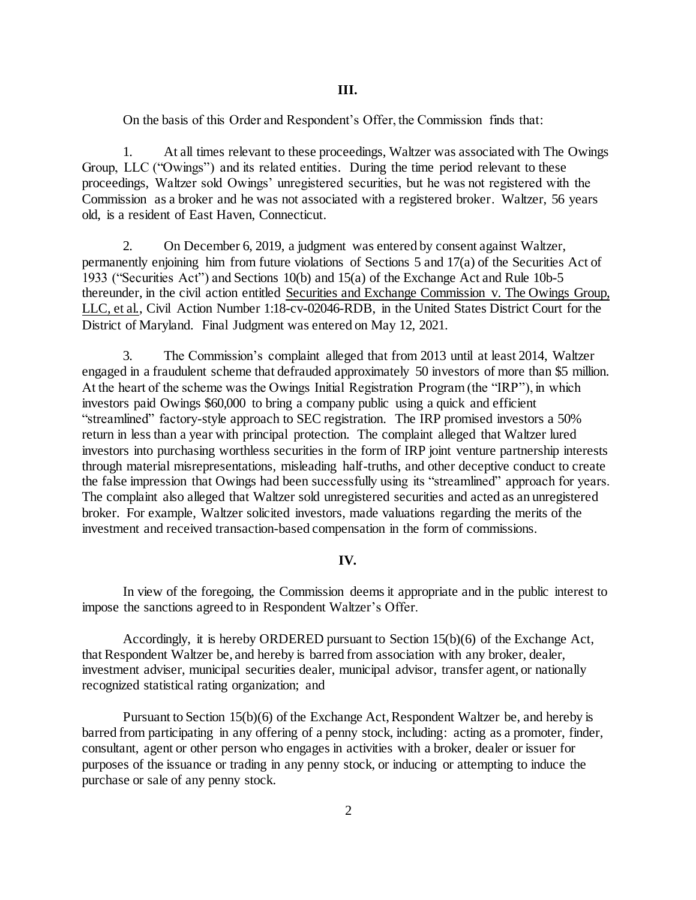## III.

On the basis of this Order and Respondent's Offer, the Commission finds that:

1. At all times relevant to these proceedings, Waltzer was associated with The Owings Group, LLC ("Owings") and its related entities. During the time period relevant to these proceedings, Waltzer sold Owings' unregistered securities, but he was not registered with the Commission as a broker and he was not associated with a registered broker. Waltzer, 56 years old, is a resident of East Haven, Connecticut.

2. On December 6, 2019, a judgment was entered by consent against Waltzer, permanently enjoining him from future violations of Sections 5 and 17(a) of the Securities Act of 1933 ("Securities Act") and Sections 10(b) and 15(a) of the Exchange Act and Rule 10b-5 thereunder, in the civil action entitled Securities and Exchange Commission v. The Owings Group, LLC, et al., Civil Action Number 1:18-cv-02046-RDB, in the United States District Court for the District of Maryland. Final Judgment was entered on May 12, 2021.

3. The Commission's complaint alleged that from 2013 until at least 2014, Waltzer engaged in a fraudulent scheme that defrauded approximately 50 investors of more than $5 million. At the heart of the scheme was the Owings Initial Registration Program (the "IRP"), in which investors paid Owings $60,000 to bring a company public using a quick and efficient "streamlined" factory-style approach to SEC registration. The IRP promised investors a 50% return in less than a year with principal protection. The complaint alleged that Waltzer lured investors into purchasing worthless securities in the form of IRP joint venture partnership interests through material misrepresentations, misleading half-truths, and other deceptive conduct to create the false impression that Owings had been successfully using its "streamlined" approach for years. The complaint also alleged that Waltzer sold unregistered securities and acted as an unregistered broker. For example, Waltzer solicited investors, made valuations regarding the merits of the investment and received transaction-based compensation in the form of commissions.

## IV.

In view of the foregoing, the Commission deems it appropriate and in the public interest to impose the sanctions agreed to in Respondent Waltzer's Offer.

Accordingly, it is hereby ORDERED pursuant to Section 15(b)(6) of the Exchange Act, that Respondent Waltzer be, and hereby is barred from association with any broker, dealer, investment adviser, municipal securities dealer, municipal advisor, transfer agent, or nationally recognized statistical rating organization; and

Pursuant to Section 15(b)(6) of the Exchange Act, Respondent Waltzer be, and hereby is barred from participating in any offering of a penny stock, including: acting as a promoter, finder, consultant, agent or other person who engages in activities with a broker, dealer or issuer for purposes of the issuance or trading in any penny stock, or inducing or attempting to induce the purchase or sale of any penny stock.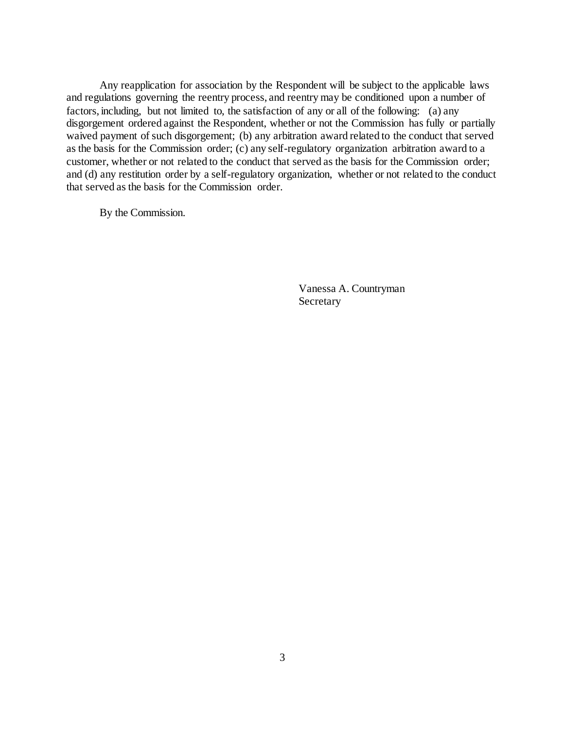Any reapplication for association by the Respondent will be subject to the applicable laws and regulations governing the reentry process, and reentry may be conditioned upon a number of factors, including, but not limited to, the satisfaction of any or all of the following: (a) any disgorgement ordered against the Respondent, whether or not the Commission has fully or partially waived payment of such disgorgement; (b) any arbitration award related to the conduct that served as the basis for the Commission order; (c) any self-regulatory organization arbitration award to a customer, whether or not related to the conduct that served as the basis for the Commission order; and (d) any restitution order by a self-regulatory organization, whether or not related to the conduct that served as the basis for the Commission order.

By the Commission.

Vanessa A. Countryman
Secretary